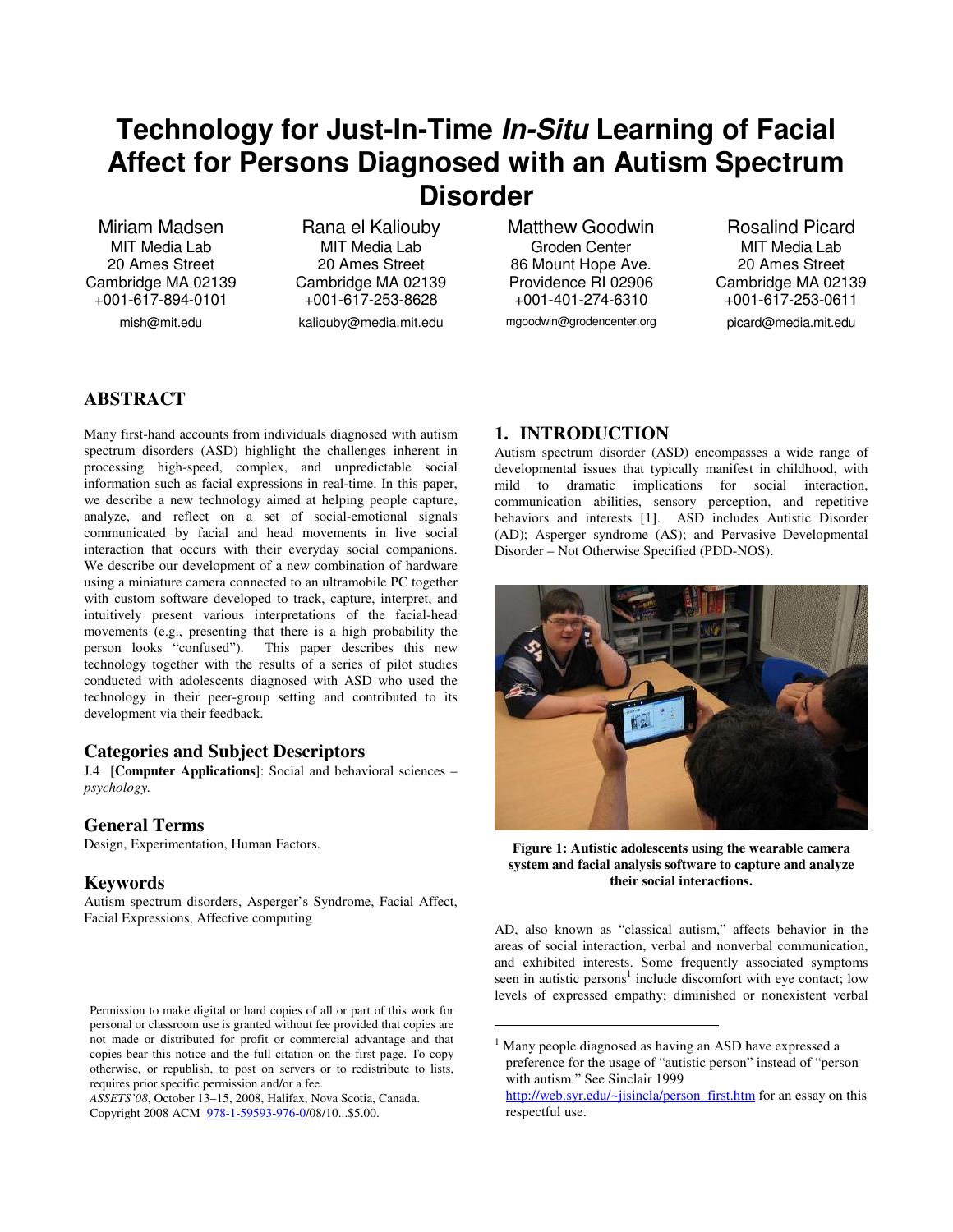# Technology for Just-In-Time *In-Situ* Learning of Facial Affect for Persons Diagnosed with an Autism Spectrum Disorder

Miriam Madsen
MIT Media Lab
20 Ames Street
Cambridge MA 02139
+001-617-894-0101
mish@mit.edu

Rana el Kaliouby
MIT Media Lab
20 Ames Street
Cambridge MA 02139
+001-617-253-8628
kaliouby@media.mit.edu

Matthew Goodwin
Groden Center
86 Mount Hope Ave.
Providence RI 02906
+001-401-274-6310
mgoodwin@grodencenter.org

Rosalind Picard
MIT Media Lab
20 Ames Street
Cambridge MA 02139
+001-617-253-0611
picard@media.mit.edu

## ABSTRACT

Many first-hand accounts from individuals diagnosed with autism spectrum disorders (ASD) highlight the challenges inherent in processing high-speed, complex, and unpredictable social information such as facial expressions in real-time. In this paper, we describe a new technology aimed at helping people capture, analyze, and reflect on a set of social-emotional signals communicated by facial and head movements in live social interaction that occurs with their everyday social companions. We describe our development of a new combination of hardware using a miniature camera connected to an ultramobile PC together with custom software developed to track, capture, interpret, and intuitively present various interpretations of the facial-head movements (e.g., presenting that there is a high probability the person looks "confused"). This paper describes this new technology together with the results of a series of pilot studies conducted with adolescents diagnosed with ASD who used the technology in their peer-group setting and contributed to its development via their feedback.

### Categories and Subject Descriptors

J.4 [**Computer Applications**]: Social and behavioral sciences – *psychology.*

### General Terms

Design, Experimentation, Human Factors.

### Keywords

Autism spectrum disorders, Asperger's Syndrome, Facial Affect, Facial Expressions, Affective computing

Permission to make digital or hard copies of all or part of this work for personal or classroom use is granted without fee provided that copies are not made or distributed for profit or commercial advantage and that copies bear this notice and the full citation on the first page. To copy otherwise, or republish, to post on servers or to redistribute to lists, requires prior specific permission and/or a fee.
*ASSETS'08*, October 13–15, 2008, Halifax, Nova Scotia, Canada.
Copyright 2008 ACM 978-1-59593-976-0/08/10...$5.00.

## 1. INTRODUCTION

Autism spectrum disorder (ASD) encompasses a wide range of developmental issues that typically manifest in childhood, with mild to dramatic implications for social interaction, communication abilities, sensory perception, and repetitive behaviors and interests [1]. ASD includes Autistic Disorder (AD); Asperger syndrome (AS); and Pervasive Developmental Disorder – Not Otherwise Specified (PDD-NOS).

**Figure 1: Autistic adolescents using the wearable camera system and facial analysis software to capture and analyze their social interactions.**

AD, also known as "classical autism," affects behavior in the areas of social interaction, verbal and nonverbal communication, and exhibited interests. Some frequently associated symptoms seen in autistic persons[1] include discomfort with eye contact; low levels of expressed empathy; diminished or nonexistent verbal

[1] Many people diagnosed as having an ASD have expressed a preference for the usage of "autistic person" instead of "person with autism." See Sinclair 1999 http://web.syr.edu/~jisincla/person_first.htm for an essay on this respectful use.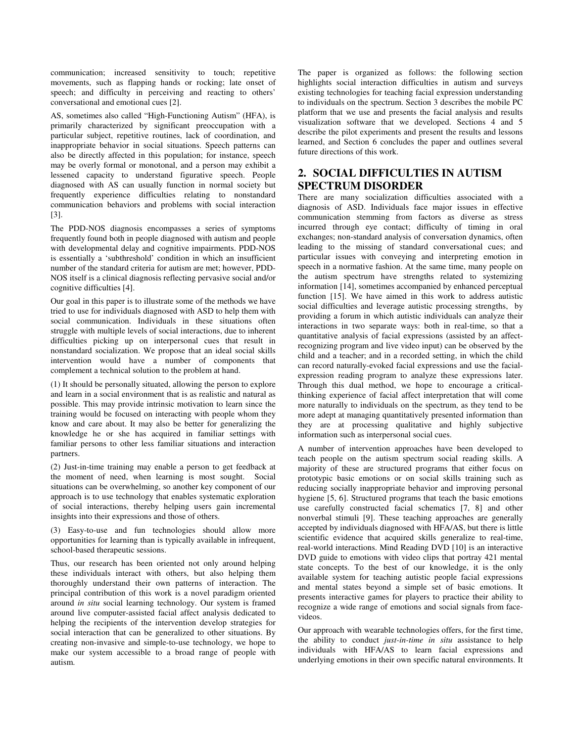communication; increased sensitivity to touch; repetitive movements, such as flapping hands or rocking; late onset of speech; and difficulty in perceiving and reacting to others' conversational and emotional cues [2].

AS, sometimes also called "High-Functioning Autism" (HFA), is primarily characterized by significant preoccupation with a particular subject, repetitive routines, lack of coordination, and inappropriate behavior in social situations. Speech patterns can also be directly affected in this population; for instance, speech may be overly formal or monotonal, and a person may exhibit a lessened capacity to understand figurative speech. People diagnosed with AS can usually function in normal society but frequently experience difficulties relating to nonstandard communication behaviors and problems with social interaction [3].

The PDD-NOS diagnosis encompasses a series of symptoms frequently found both in people diagnosed with autism and people with developmental delay and cognitive impairments. PDD-NOS is essentially a 'subthreshold' condition in which an insufficient number of the standard criteria for autism are met; however, PDD-NOS itself is a clinical diagnosis reflecting pervasive social and/or cognitive difficulties [4].

Our goal in this paper is to illustrate some of the methods we have tried to use for individuals diagnosed with ASD to help them with social communication. Individuals in these situations often struggle with multiple levels of social interactions, due to inherent difficulties picking up on interpersonal cues that result in nonstandard socialization. We propose that an ideal social skills intervention would have a number of components that complement a technical solution to the problem at hand.

(1) It should be personally situated, allowing the person to explore and learn in a social environment that is as realistic and natural as possible. This may provide intrinsic motivation to learn since the training would be focused on interacting with people whom they know and care about. It may also be better for generalizing the knowledge he or she has acquired in familiar settings with familiar persons to other less familiar situations and interaction partners.

(2) Just-in-time training may enable a person to get feedback at the moment of need, when learning is most sought. Social situations can be overwhelming, so another key component of our approach is to use technology that enables systematic exploration of social interactions, thereby helping users gain incremental insights into their expressions and those of others.

(3) Easy-to-use and fun technologies should allow more opportunities for learning than is typically available in infrequent, school-based therapeutic sessions.

Thus, our research has been oriented not only around helping these individuals interact with others, but also helping them thoroughly understand their own patterns of interaction. The principal contribution of this work is a novel paradigm oriented around *in situ* social learning technology. Our system is framed around live computer-assisted facial affect analysis dedicated to helping the recipients of the intervention develop strategies for social interaction that can be generalized to other situations. By creating non-invasive and simple-to-use technology, we hope to make our system accessible to a broad range of people with autism.

The paper is organized as follows: the following section highlights social interaction difficulties in autism and surveys existing technologies for teaching facial expression understanding to individuals on the spectrum. Section 3 describes the mobile PC platform that we use and presents the facial analysis and results visualization software that we developed. Sections 4 and 5 describe the pilot experiments and present the results and lessons learned, and Section 6 concludes the paper and outlines several future directions of this work.

## 2. SOCIAL DIFFICULTIES IN AUTISM SPECTRUM DISORDER

There are many socialization difficulties associated with a diagnosis of ASD. Individuals face major issues in effective communication stemming from factors as diverse as stress incurred through eye contact; difficulty of timing in oral exchanges; non-standard analysis of conversation dynamics, often leading to the missing of standard conversational cues; and particular issues with conveying and interpreting emotion in speech in a normative fashion. At the same time, many people on the autism spectrum have strengths related to systemizing information [14], sometimes accompanied by enhanced perceptual function [15]. We have aimed in this work to address autistic social difficulties and leverage autistic processing strengths, by providing a forum in which autistic individuals can analyze their interactions in two separate ways: both in real-time, so that a quantitative analysis of facial expressions (assisted by an affect-recognizing program and live video input) can be observed by the child and a teacher; and in a recorded setting, in which the child can record naturally-evoked facial expressions and use the facial-expression reading program to analyze these expressions later. Through this dual method, we hope to encourage a critical-thinking experience of facial affect interpretation that will come more naturally to individuals on the spectrum, as they tend to be more adept at managing quantitatively presented information than they are at processing qualitative and highly subjective information such as interpersonal social cues.

A number of intervention approaches have been developed to teach people on the autism spectrum social reading skills. A majority of these are structured programs that either focus on prototypic basic emotions or on social skills training such as reducing socially inappropriate behavior and improving personal hygiene [5, 6]. Structured programs that teach the basic emotions use carefully constructed facial schematics [7, 8] and other nonverbal stimuli [9]. These teaching approaches are generally accepted by individuals diagnosed with HFA/AS, but there is little scientific evidence that acquired skills generalize to real-time, real-world interactions. Mind Reading DVD [10] is an interactive DVD guide to emotions with video clips that portray 421 mental state concepts. To the best of our knowledge, it is the only available system for teaching autistic people facial expressions and mental states beyond a simple set of basic emotions. It presents interactive games for players to practice their ability to recognize a wide range of emotions and social signals from face-videos.

Our approach with wearable technologies offers, for the first time, the ability to conduct *just-in-time in situ* assistance to help individuals with HFA/AS to learn facial expressions and underlying emotions in their own specific natural environments. It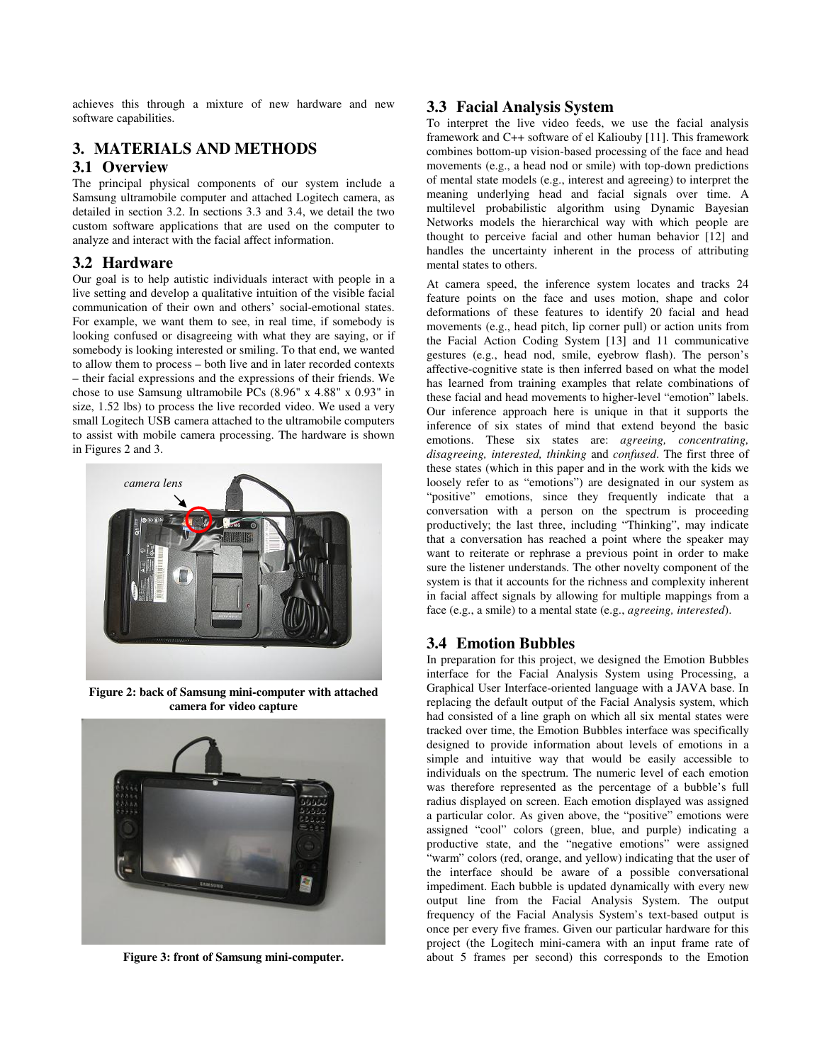achieves this through a mixture of new hardware and new software capabilities.

## 3. MATERIALS AND METHODS

### 3.1 Overview

The principal physical components of our system include a Samsung ultramobile computer and attached Logitech camera, as detailed in section 3.2. In sections 3.3 and 3.4, we detail the two custom software applications that are used on the computer to analyze and interact with the facial affect information.

### 3.2 Hardware

Our goal is to help autistic individuals interact with people in a live setting and develop a qualitative intuition of the visible facial communication of their own and others' social-emotional states. For example, we want them to see, in real time, if somebody is looking confused or disagreeing with what they are saying, or if somebody is looking interested or smiling. To that end, we wanted to allow them to process – both live and in later recorded contexts – their facial expressions and the expressions of their friends. We chose to use Samsung ultramobile PCs (8.96" x 4.88" x 0.93" in size, 1.52 lbs) to process the live recorded video. We used a very small Logitech USB camera attached to the ultramobile computers to assist with mobile camera processing. The hardware is shown in Figures 2 and 3.

*camera lens*

**Figure 2: back of Samsung mini-computer with attached camera for video capture**

**Figure 3: front of Samsung mini-computer.**

### 3.3 Facial Analysis System

To interpret the live video feeds, we use the facial analysis framework and C++ software of el Kaliouby [11]. This framework combines bottom-up vision-based processing of the face and head movements (e.g., a head nod or smile) with top-down predictions of mental state models (e.g., interest and agreeing) to interpret the meaning underlying head and facial signals over time. A multilevel probabilistic algorithm using Dynamic Bayesian Networks models the hierarchical way with which people are thought to perceive facial and other human behavior [12] and handles the uncertainty inherent in the process of attributing mental states to others.

At camera speed, the inference system locates and tracks 24 feature points on the face and uses motion, shape and color deformations of these features to identify 20 facial and head movements (e.g., head pitch, lip corner pull) or action units from the Facial Action Coding System [13] and 11 communicative gestures (e.g., head nod, smile, eyebrow flash). The person's affective-cognitive state is then inferred based on what the model has learned from training examples that relate combinations of these facial and head movements to higher-level "emotion" labels. Our inference approach here is unique in that it supports the inference of six states of mind that extend beyond the basic emotions. These six states are: *agreeing, concentrating, disagreeing, interested, thinking* and *confused*. The first three of these states (which in this paper and in the work with the kids we loosely refer to as "emotions") are designated in our system as "positive" emotions, since they frequently indicate that a conversation with a person on the spectrum is proceeding productively; the last three, including "Thinking", may indicate that a conversation has reached a point where the speaker may want to reiterate or rephrase a previous point in order to make sure the listener understands. The other novelty component of the system is that it accounts for the richness and complexity inherent in facial affect signals by allowing for multiple mappings from a face (e.g., a smile) to a mental state (e.g., *agreeing, interested*).

### 3.4 Emotion Bubbles

In preparation for this project, we designed the Emotion Bubbles interface for the Facial Analysis System using Processing, a Graphical User Interface-oriented language with a JAVA base. In replacing the default output of the Facial Analysis system, which had consisted of a line graph on which all six mental states were tracked over time, the Emotion Bubbles interface was specifically designed to provide information about levels of emotions in a simple and intuitive way that would be easily accessible to individuals on the spectrum. The numeric level of each emotion was therefore represented as the percentage of a bubble's full radius displayed on screen. Each emotion displayed was assigned a particular color. As given above, the "positive" emotions were assigned "cool" colors (green, blue, and purple) indicating a productive state, and the "negative emotions" were assigned "warm" colors (red, orange, and yellow) indicating that the user of the interface should be aware of a possible conversational impediment. Each bubble is updated dynamically with every new output line from the Facial Analysis System. The output frequency of the Facial Analysis System's text-based output is once per every five frames. Given our particular hardware for this project (the Logitech mini-camera with an input frame rate of about 5 frames per second) this corresponds to the Emotion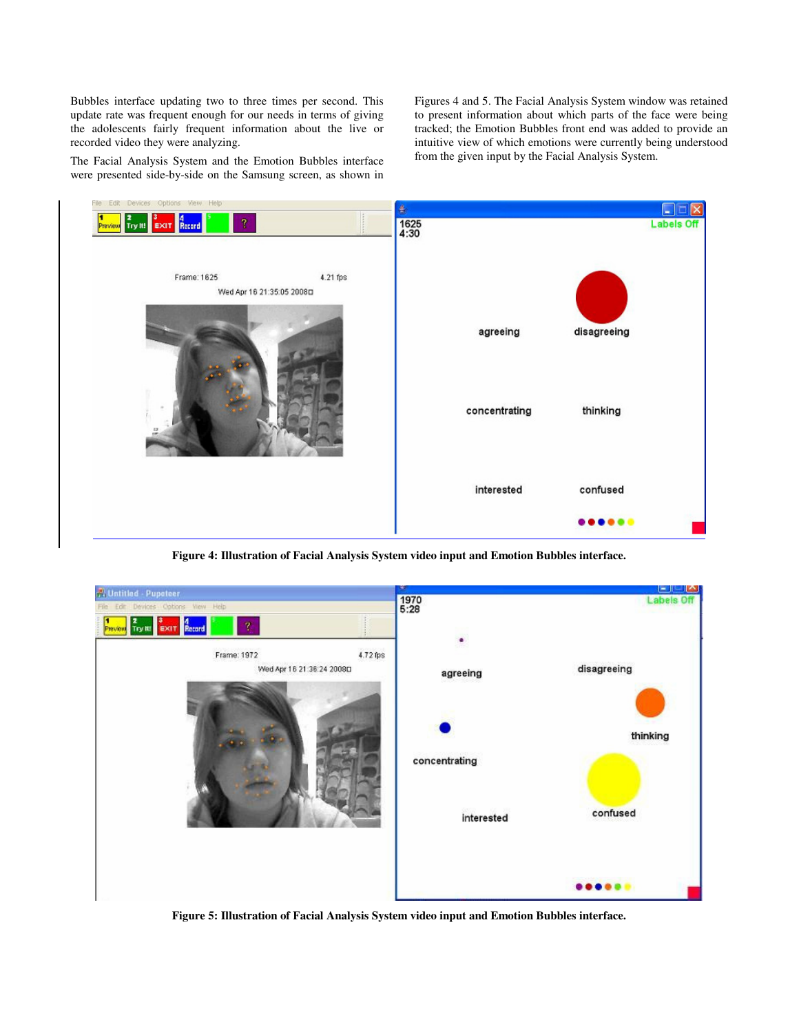Bubbles interface updating two to three times per second. This update rate was frequent enough for our needs in terms of giving the adolescents fairly frequent information about the live or recorded video they were analyzing.

The Facial Analysis System and the Emotion Bubbles interface were presented side-by-side on the Samsung screen, as shown in Figures 4 and 5. The Facial Analysis System window was retained to present information about which parts of the face were being tracked; the Emotion Bubbles front end was added to provide an intuitive view of which emotions were currently being understood from the given input by the Facial Analysis System.

**Figure 4: Illustration of Facial Analysis System video input and Emotion Bubbles interface.**

**Figure 5: Illustration of Facial Analysis System video input and Emotion Bubbles interface.**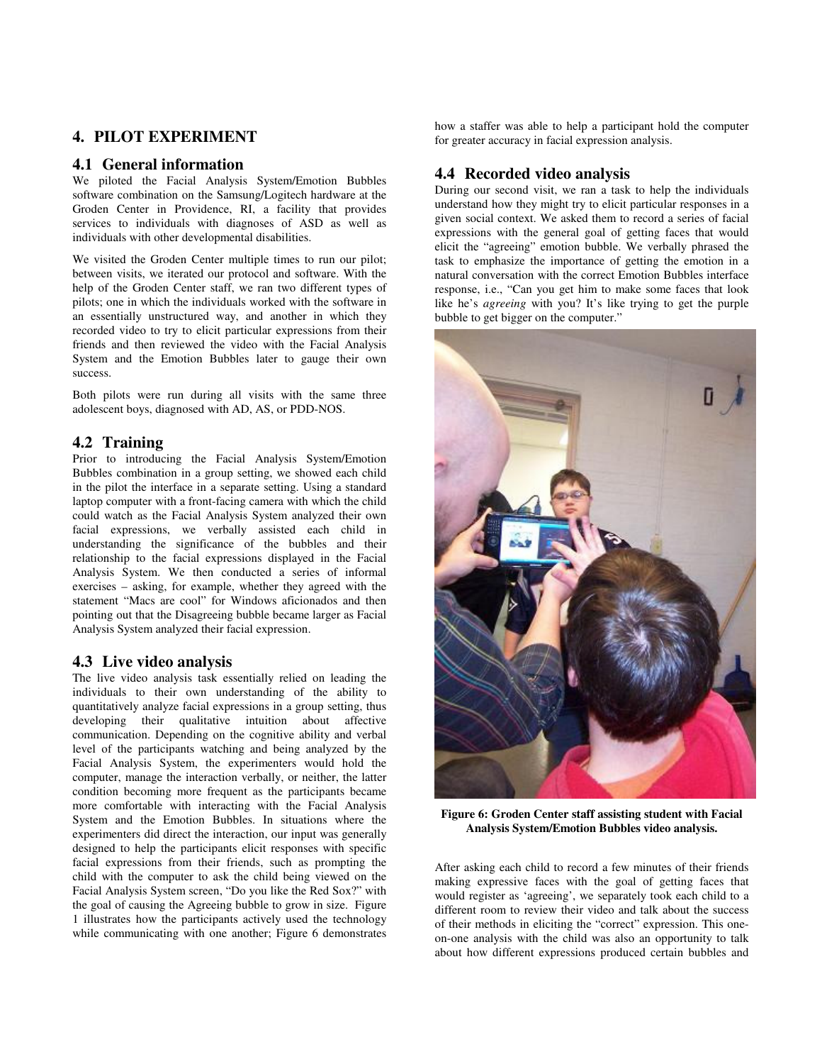## 4. PILOT EXPERIMENT

### 4.1 General information

We piloted the Facial Analysis System/Emotion Bubbles software combination on the Samsung/Logitech hardware at the Groden Center in Providence, RI, a facility that provides services to individuals with diagnoses of ASD as well as individuals with other developmental disabilities.

We visited the Groden Center multiple times to run our pilot; between visits, we iterated our protocol and software. With the help of the Groden Center staff, we ran two different types of pilots; one in which the individuals worked with the software in an essentially unstructured way, and another in which they recorded video to try to elicit particular expressions from their friends and then reviewed the video with the Facial Analysis System and the Emotion Bubbles later to gauge their own success.

Both pilots were run during all visits with the same three adolescent boys, diagnosed with AD, AS, or PDD-NOS.

### 4.2 Training

Prior to introducing the Facial Analysis System/Emotion Bubbles combination in a group setting, we showed each child in the pilot the interface in a separate setting. Using a standard laptop computer with a front-facing camera with which the child could watch as the Facial Analysis System analyzed their own facial expressions, we verbally assisted each child in understanding the significance of the bubbles and their relationship to the facial expressions displayed in the Facial Analysis System. We then conducted a series of informal exercises – asking, for example, whether they agreed with the statement "Macs are cool" for Windows aficionados and then pointing out that the Disagreeing bubble became larger as Facial Analysis System analyzed their facial expression.

### 4.3 Live video analysis

The live video analysis task essentially relied on leading the individuals to their own understanding of the ability to quantitatively analyze facial expressions in a group setting, thus developing their qualitative intuition about affective communication. Depending on the cognitive ability and verbal level of the participants watching and being analyzed by the Facial Analysis System, the experimenters would hold the computer, manage the interaction verbally, or neither, the latter condition becoming more frequent as the participants became more comfortable with interacting with the Facial Analysis System and the Emotion Bubbles. In situations where the experimenters did direct the interaction, our input was generally designed to help the participants elicit responses with specific facial expressions from their friends, such as prompting the child with the computer to ask the child being viewed on the Facial Analysis System screen, "Do you like the Red Sox?" with the goal of causing the Agreeing bubble to grow in size. Figure 1 illustrates how the participants actively used the technology while communicating with one another; Figure 6 demonstrates how a staffer was able to help a participant hold the computer for greater accuracy in facial expression analysis.

### 4.4 Recorded video analysis

During our second visit, we ran a task to help the individuals understand how they might try to elicit particular responses in a given social context. We asked them to record a series of facial expressions with the general goal of getting faces that would elicit the "agreeing" emotion bubble. We verbally phrased the task to emphasize the importance of getting the emotion in a natural conversation with the correct Emotion Bubbles interface response, i.e., "Can you get him to make some faces that look like he's *agreeing* with you? It's like trying to get the purple bubble to get bigger on the computer."

**Figure 6: Groden Center staff assisting student with Facial Analysis System/Emotion Bubbles video analysis.**

After asking each child to record a few minutes of their friends making expressive faces with the goal of getting faces that would register as 'agreeing', we separately took each child to a different room to review their video and talk about the success of their methods in eliciting the "correct" expression. This one-on-one analysis with the child was also an opportunity to talk about how different expressions produced certain bubbles and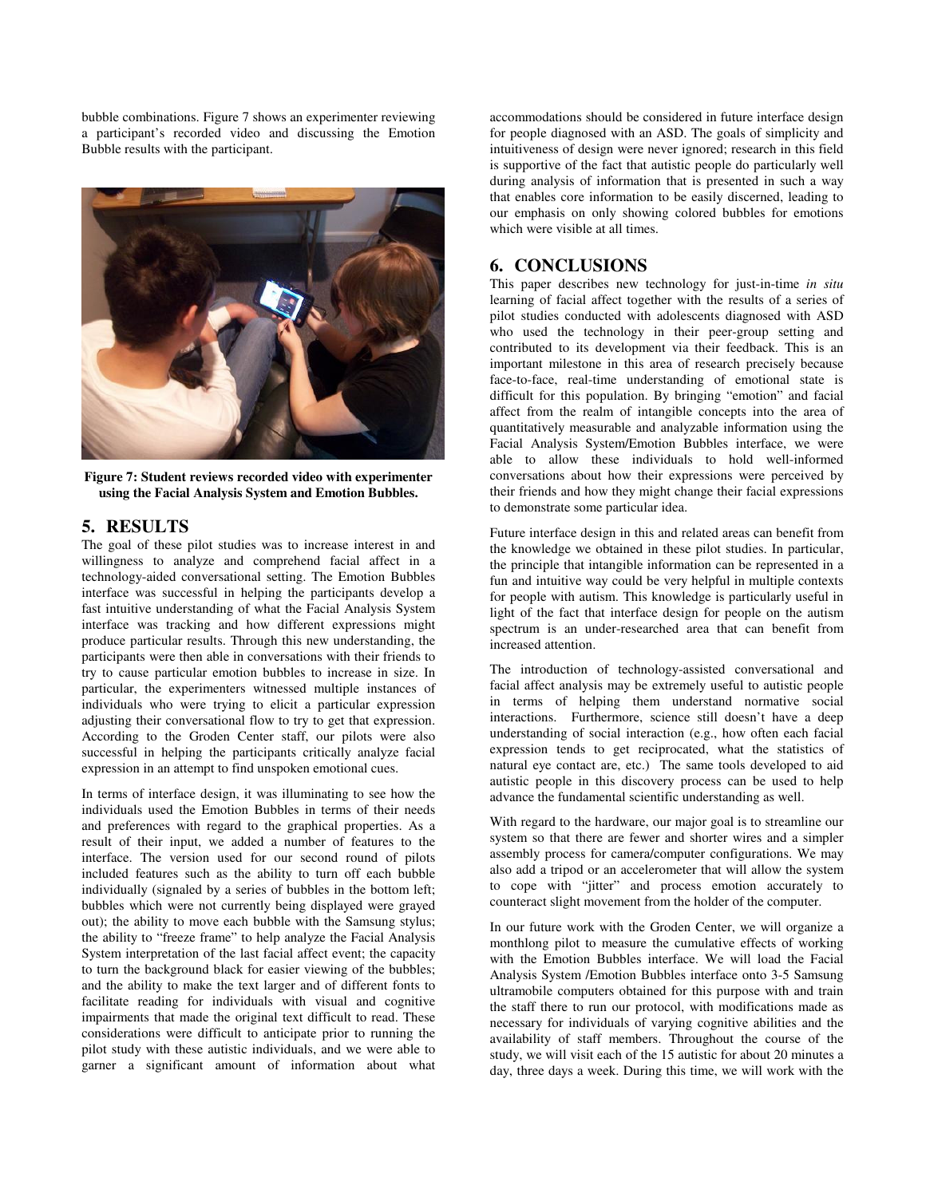bubble combinations. Figure 7 shows an experimenter reviewing a participant's recorded video and discussing the Emotion Bubble results with the participant.

**Figure 7: Student reviews recorded video with experimenter using the Facial Analysis System and Emotion Bubbles.**

## 5. RESULTS

The goal of these pilot studies was to increase interest in and willingness to analyze and comprehend facial affect in a technology-aided conversational setting. The Emotion Bubbles interface was successful in helping the participants develop a fast intuitive understanding of what the Facial Analysis System interface was tracking and how different expressions might produce particular results. Through this new understanding, the participants were then able in conversations with their friends to try to cause particular emotion bubbles to increase in size. In particular, the experimenters witnessed multiple instances of individuals who were trying to elicit a particular expression adjusting their conversational flow to try to get that expression. According to the Groden Center staff, our pilots were also successful in helping the participants critically analyze facial expression in an attempt to find unspoken emotional cues.

In terms of interface design, it was illuminating to see how the individuals used the Emotion Bubbles in terms of their needs and preferences with regard to the graphical properties. As a result of their input, we added a number of features to the interface. The version used for our second round of pilots included features such as the ability to turn off each bubble individually (signaled by a series of bubbles in the bottom left; bubbles which were not currently being displayed were grayed out); the ability to move each bubble with the Samsung stylus; the ability to "freeze frame" to help analyze the Facial Analysis System interpretation of the last facial affect event; the capacity to turn the background black for easier viewing of the bubbles; and the ability to make the text larger and of different fonts to facilitate reading for individuals with visual and cognitive impairments that made the original text difficult to read. These considerations were difficult to anticipate prior to running the pilot study with these autistic individuals, and we were able to garner a significant amount of information about what accommodations should be considered in future interface design for people diagnosed with an ASD. The goals of simplicity and intuitiveness of design were never ignored; research in this field is supportive of the fact that autistic people do particularly well during analysis of information that is presented in such a way that enables core information to be easily discerned, leading to our emphasis on only showing colored bubbles for emotions which were visible at all times.

## 6. CONCLUSIONS

This paper describes new technology for just-in-time *in situ* learning of facial affect together with the results of a series of pilot studies conducted with adolescents diagnosed with ASD who used the technology in their peer-group setting and contributed to its development via their feedback. This is an important milestone in this area of research precisely because face-to-face, real-time understanding of emotional state is difficult for this population. By bringing "emotion" and facial affect from the realm of intangible concepts into the area of quantitatively measurable and analyzable information using the Facial Analysis System/Emotion Bubbles interface, we were able to allow these individuals to hold well-informed conversations about how their expressions were perceived by their friends and how they might change their facial expressions to demonstrate some particular idea.

Future interface design in this and related areas can benefit from the knowledge we obtained in these pilot studies. In particular, the principle that intangible information can be represented in a fun and intuitive way could be very helpful in multiple contexts for people with autism. This knowledge is particularly useful in light of the fact that interface design for people on the autism spectrum is an under-researched area that can benefit from increased attention.

The introduction of technology-assisted conversational and facial affect analysis may be extremely useful to autistic people in terms of helping them understand normative social interactions. Furthermore, science still doesn't have a deep understanding of social interaction (e.g., how often each facial expression tends to get reciprocated, what the statistics of natural eye contact are, etc.) The same tools developed to aid autistic people in this discovery process can be used to help advance the fundamental scientific understanding as well.

With regard to the hardware, our major goal is to streamline our system so that there are fewer and shorter wires and a simpler assembly process for camera/computer configurations. We may also add a tripod or an accelerometer that will allow the system to cope with "jitter" and process emotion accurately to counteract slight movement from the holder of the computer.

In our future work with the Groden Center, we will organize a monthlong pilot to measure the cumulative effects of working with the Emotion Bubbles interface. We will load the Facial Analysis System /Emotion Bubbles interface onto 3-5 Samsung ultramobile computers obtained for this purpose with and train the staff there to run our protocol, with modifications made as necessary for individuals of varying cognitive abilities and the availability of staff members. Throughout the course of the study, we will visit each of the 15 autistic for about 20 minutes a day, three days a week. During this time, we will work with the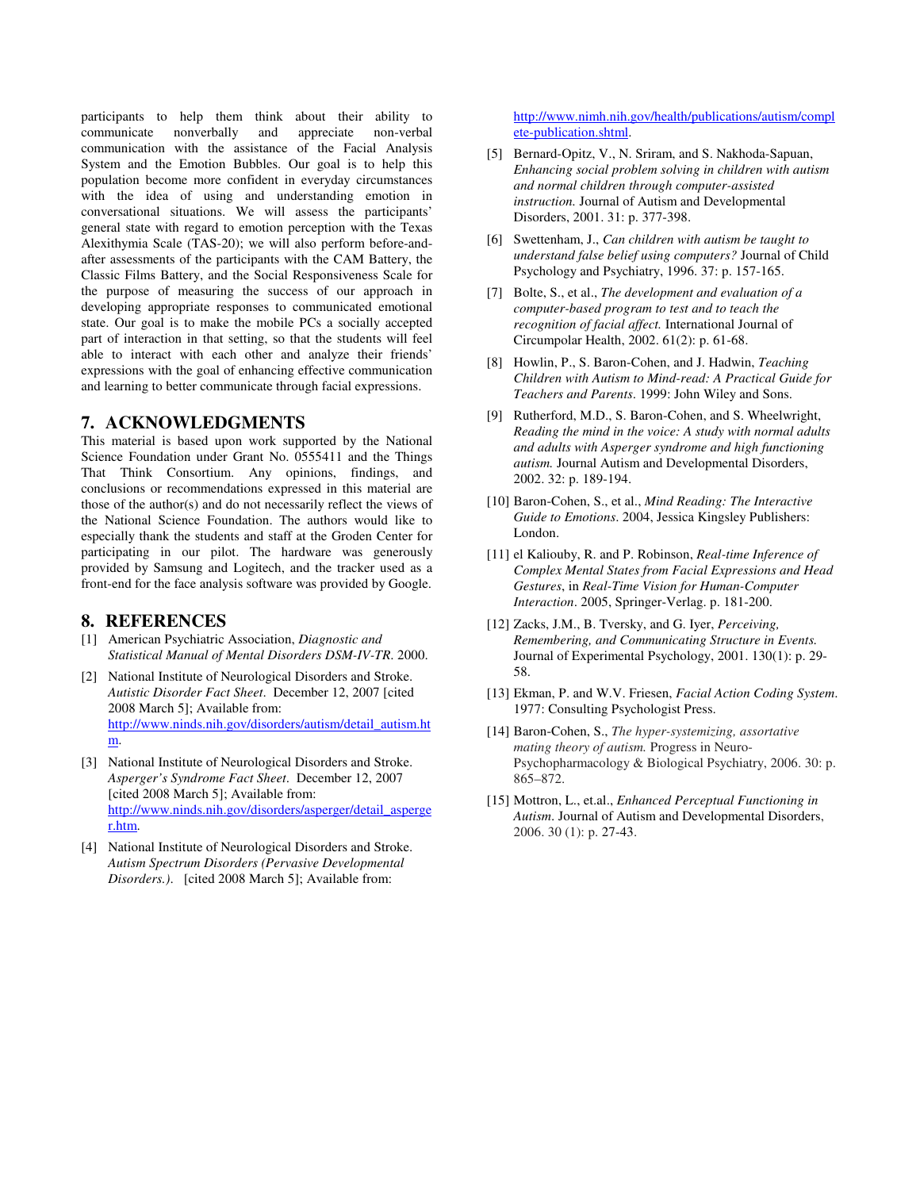participants to help them think about their ability to communicate nonverbally and appreciate non-verbal communication with the assistance of the Facial Analysis System and the Emotion Bubbles. Our goal is to help this population become more confident in everyday circumstances with the idea of using and understanding emotion in conversational situations. We will assess the participants' general state with regard to emotion perception with the Texas Alexithymia Scale (TAS-20); we will also perform before-and-after assessments of the participants with the CAM Battery, the Classic Films Battery, and the Social Responsiveness Scale for the purpose of measuring the success of our approach in developing appropriate responses to communicated emotional state. Our goal is to make the mobile PCs a socially accepted part of interaction in that setting, so that the students will feel able to interact with each other and analyze their friends' expressions with the goal of enhancing effective communication and learning to better communicate through facial expressions.

## 7. ACKNOWLEDGMENTS

This material is based upon work supported by the National Science Foundation under Grant No. 0555411 and the Things That Think Consortium. Any opinions, findings, and conclusions or recommendations expressed in this material are those of the author(s) and do not necessarily reflect the views of the National Science Foundation. The authors would like to especially thank the students and staff at the Groden Center for participating in our pilot. The hardware was generously provided by Samsung and Logitech, and the tracker used as a front-end for the face analysis software was provided by Google.

## 8. REFERENCES

[1] American Psychiatric Association, *Diagnostic and Statistical Manual of Mental Disorders DSM-IV-TR*. 2000.

[2] National Institute of Neurological Disorders and Stroke. *Autistic Disorder Fact Sheet*. December 12, 2007 [cited 2008 March 5]; Available from: http://www.ninds.nih.gov/disorders/autism/detail_autism.htm.

[3] National Institute of Neurological Disorders and Stroke. *Asperger's Syndrome Fact Sheet*. December 12, 2007 [cited 2008 March 5]; Available from: http://www.ninds.nih.gov/disorders/asperger/detail_asperger.htm.

[4] National Institute of Neurological Disorders and Stroke. *Autism Spectrum Disorders (Pervasive Developmental Disorders.)*. [cited 2008 March 5]; Available from: http://www.nimh.nih.gov/health/publications/autism/complete-publication.shtml.

[5] Bernard-Opitz, V., N. Sriram, and S. Nakhoda-Sapuan, *Enhancing social problem solving in children with autism and normal children through computer-assisted instruction.* Journal of Autism and Developmental Disorders, 2001. 31: p. 377-398.

[6] Swettenham, J., *Can children with autism be taught to understand false belief using computers?* Journal of Child Psychology and Psychiatry, 1996. 37: p. 157-165.

[7] Bolte, S., et al., *The development and evaluation of a computer-based program to test and to teach the recognition of facial affect.* International Journal of Circumpolar Health, 2002. 61(2): p. 61-68.

[8] Howlin, P., S. Baron-Cohen, and J. Hadwin, *Teaching Children with Autism to Mind-read: A Practical Guide for Teachers and Parents*. 1999: John Wiley and Sons.

[9] Rutherford, M.D., S. Baron-Cohen, and S. Wheelwright, *Reading the mind in the voice: A study with normal adults and adults with Asperger syndrome and high functioning autism.* Journal Autism and Developmental Disorders, 2002. 32: p. 189-194.

[10] Baron-Cohen, S., et al., *Mind Reading: The Interactive Guide to Emotions*. 2004, Jessica Kingsley Publishers: London.

[11] el Kaliouby, R. and P. Robinson, *Real-time Inference of Complex Mental States from Facial Expressions and Head Gestures*, in *Real-Time Vision for Human-Computer Interaction*. 2005, Springer-Verlag. p. 181-200.

[12] Zacks, J.M., B. Tversky, and G. Iyer, *Perceiving, Remembering, and Communicating Structure in Events.* Journal of Experimental Psychology, 2001. 130(1): p. 29-58.

[13] Ekman, P. and W.V. Friesen, *Facial Action Coding System*. 1977: Consulting Psychologist Press.

[14] Baron-Cohen, S., *The hyper-systemizing, assortative mating theory of autism.* Progress in Neuro-Psychopharmacology & Biological Psychiatry, 2006. 30: p. 865–872.

[15] Mottron, L., et.al., *Enhanced Perceptual Functioning in Autism*. Journal of Autism and Developmental Disorders, 2006. 30 (1): p. 27-43.